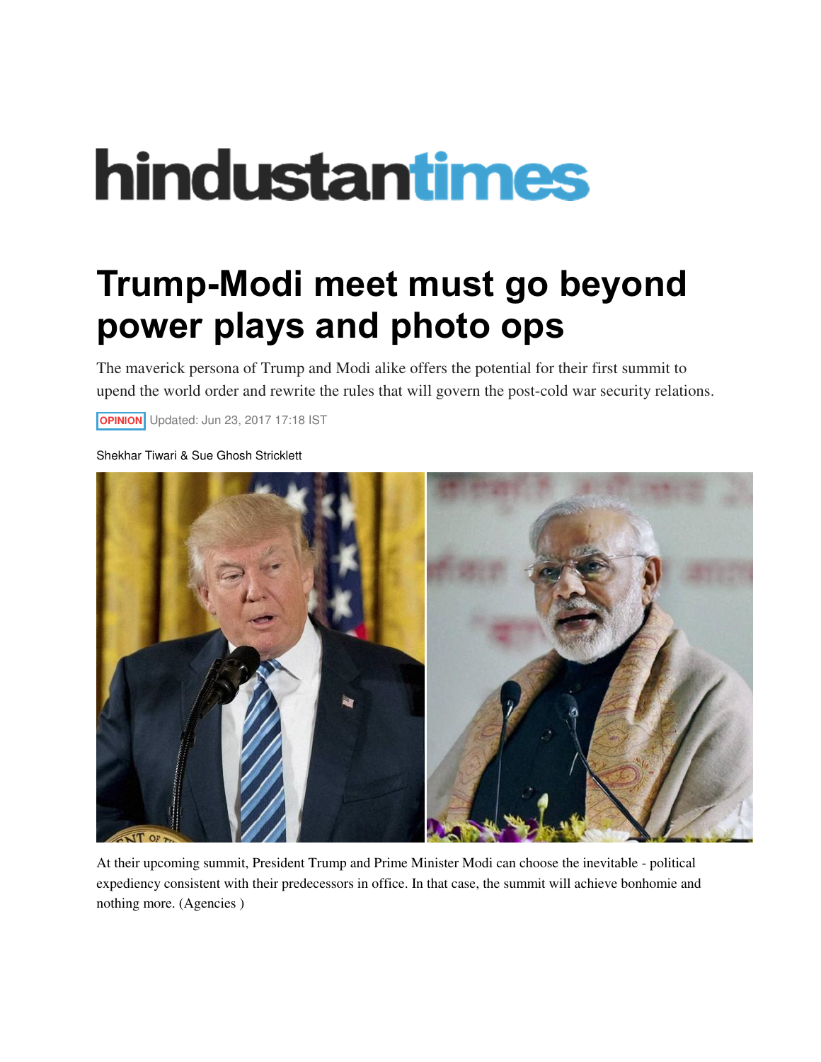hindustantimes

# Trump-Modi meet must go beyond power plays and photo ops

The maverick persona of Trump and Modi alike offers the potential for their first summit to upend the world order and rewrite the rules that will govern the post-cold war security relations.

OPINION Updated: Jun 23, 2017 17:18 IST

Shekhar Tiwari & Sue Ghosh Stricklett

At their upcoming summit, President Trump and Prime Minister Modi can choose the inevitable - political expediency consistent with their predecessors in office. In that case, the summit will achieve bonhomie and nothing more. (Agencies )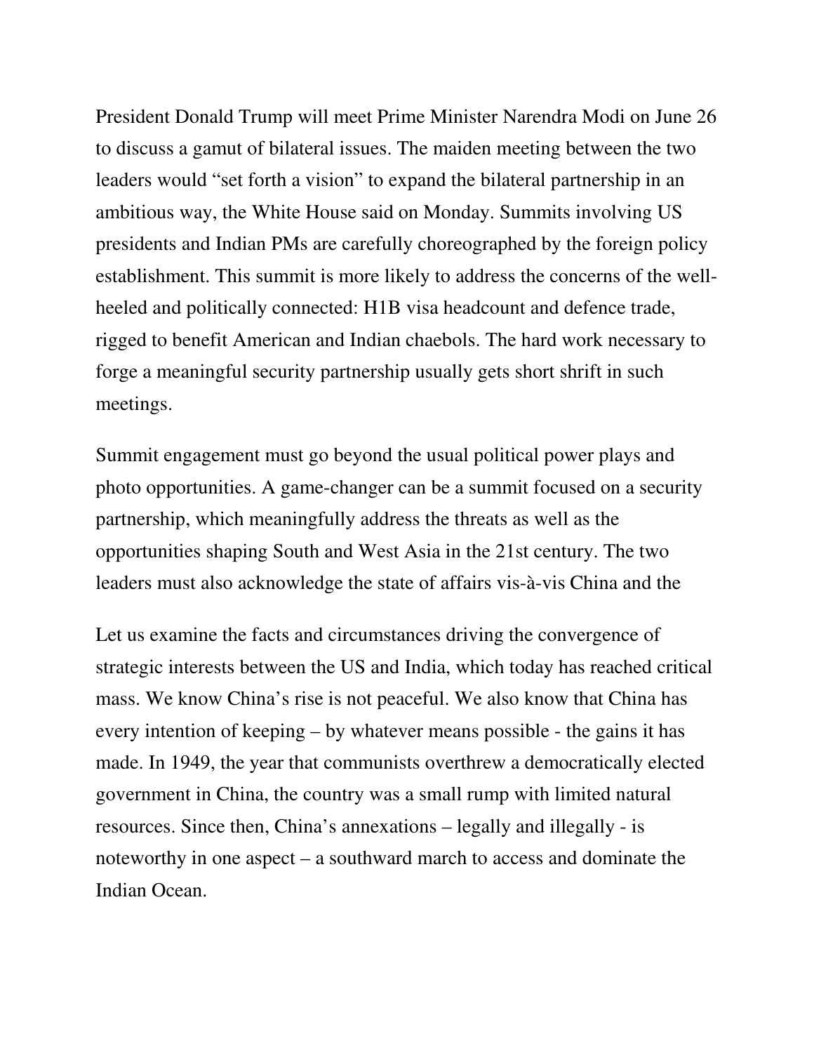President Donald Trump will meet Prime Minister Narendra Modi on June 26 to discuss a gamut of bilateral issues. The maiden meeting between the two leaders would "set forth a vision" to expand the bilateral partnership in an ambitious way, the White House said on Monday. Summits involving US presidents and Indian PMs are carefully choreographed by the foreign policy establishment. This summit is more likely to address the concerns of the well-heeled and politically connected: H1B visa headcount and defence trade, rigged to benefit American and Indian chaebols. The hard work necessary to forge a meaningful security partnership usually gets short shrift in such meetings.

Summit engagement must go beyond the usual political power plays and photo opportunities. A game-changer can be a summit focused on a security partnership, which meaningfully address the threats as well as the opportunities shaping South and West Asia in the 21st century. The two leaders must also acknowledge the state of affairs vis-à-vis China and the

Let us examine the facts and circumstances driving the convergence of strategic interests between the US and India, which today has reached critical mass. We know China's rise is not peaceful. We also know that China has every intention of keeping – by whatever means possible - the gains it has made. In 1949, the year that communists overthrew a democratically elected government in China, the country was a small rump with limited natural resources. Since then, China's annexations – legally and illegally - is noteworthy in one aspect – a southward march to access and dominate the Indian Ocean.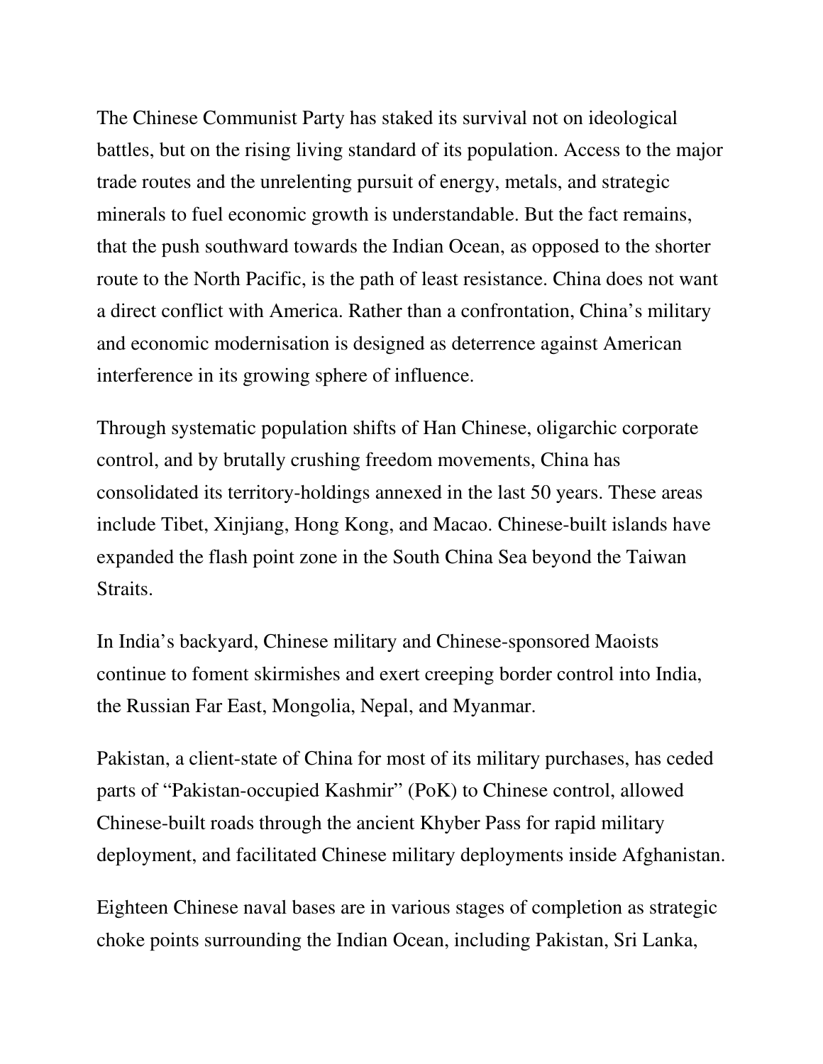The Chinese Communist Party has staked its survival not on ideological battles, but on the rising living standard of its population. Access to the major trade routes and the unrelenting pursuit of energy, metals, and strategic minerals to fuel economic growth is understandable. But the fact remains, that the push southward towards the Indian Ocean, as opposed to the shorter route to the North Pacific, is the path of least resistance. China does not want a direct conflict with America. Rather than a confrontation, China's military and economic modernisation is designed as deterrence against American interference in its growing sphere of influence.

Through systematic population shifts of Han Chinese, oligarchic corporate control, and by brutally crushing freedom movements, China has consolidated its territory-holdings annexed in the last 50 years. These areas include Tibet, Xinjiang, Hong Kong, and Macao. Chinese-built islands have expanded the flash point zone in the South China Sea beyond the Taiwan Straits.

In India's backyard, Chinese military and Chinese-sponsored Maoists continue to foment skirmishes and exert creeping border control into India, the Russian Far East, Mongolia, Nepal, and Myanmar.

Pakistan, a client-state of China for most of its military purchases, has ceded parts of "Pakistan-occupied Kashmir" (PoK) to Chinese control, allowed Chinese-built roads through the ancient Khyber Pass for rapid military deployment, and facilitated Chinese military deployments inside Afghanistan.

Eighteen Chinese naval bases are in various stages of completion as strategic choke points surrounding the Indian Ocean, including Pakistan, Sri Lanka,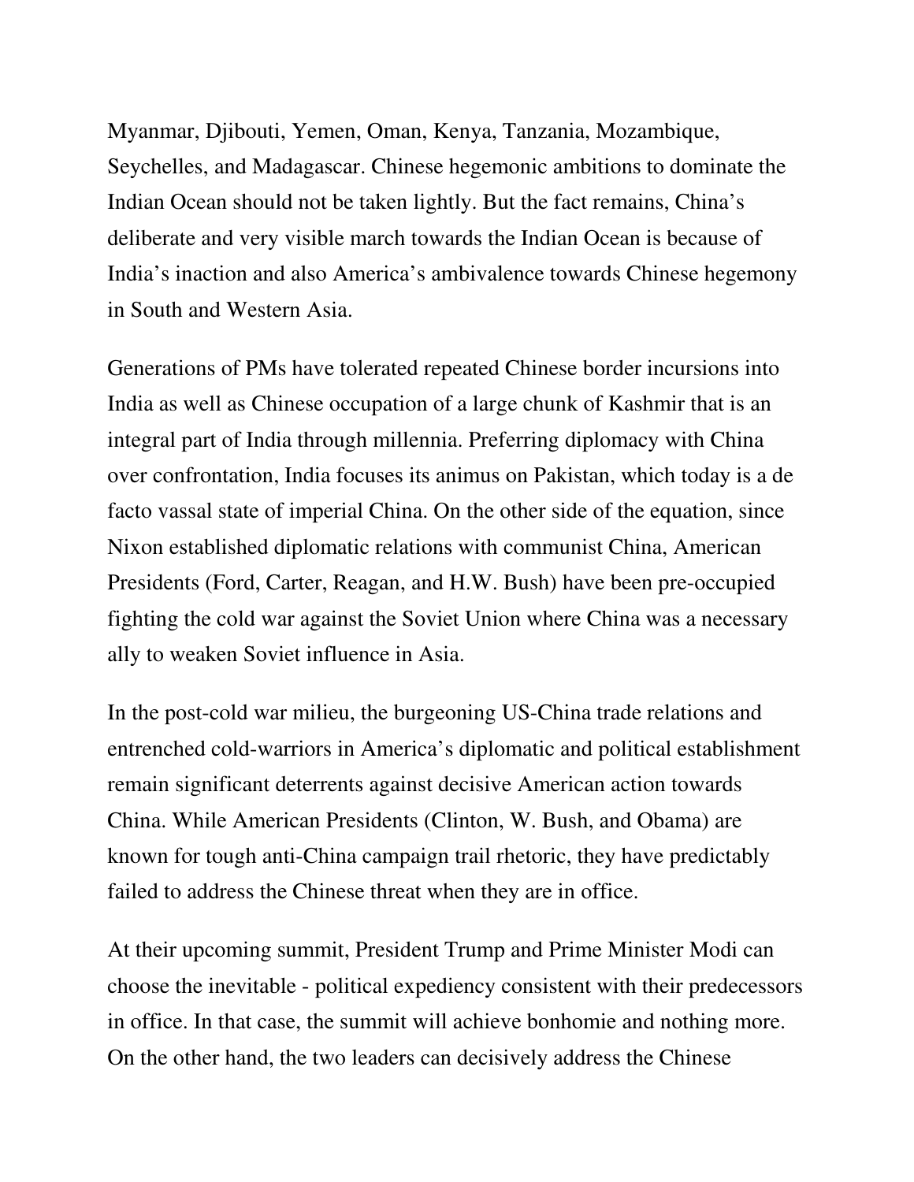Myanmar, Djibouti, Yemen, Oman, Kenya, Tanzania, Mozambique, Seychelles, and Madagascar. Chinese hegemonic ambitions to dominate the Indian Ocean should not be taken lightly. But the fact remains, China's deliberate and very visible march towards the Indian Ocean is because of India's inaction and also America's ambivalence towards Chinese hegemony in South and Western Asia.

Generations of PMs have tolerated repeated Chinese border incursions into India as well as Chinese occupation of a large chunk of Kashmir that is an integral part of India through millennia. Preferring diplomacy with China over confrontation, India focuses its animus on Pakistan, which today is a de facto vassal state of imperial China. On the other side of the equation, since Nixon established diplomatic relations with communist China, American Presidents (Ford, Carter, Reagan, and H.W. Bush) have been pre-occupied fighting the cold war against the Soviet Union where China was a necessary ally to weaken Soviet influence in Asia.

In the post-cold war milieu, the burgeoning US-China trade relations and entrenched cold-warriors in America's diplomatic and political establishment remain significant deterrents against decisive American action towards China. While American Presidents (Clinton, W. Bush, and Obama) are known for tough anti-China campaign trail rhetoric, they have predictably failed to address the Chinese threat when they are in office.

At their upcoming summit, President Trump and Prime Minister Modi can choose the inevitable - political expediency consistent with their predecessors in office. In that case, the summit will achieve bonhomie and nothing more. On the other hand, the two leaders can decisively address the Chinese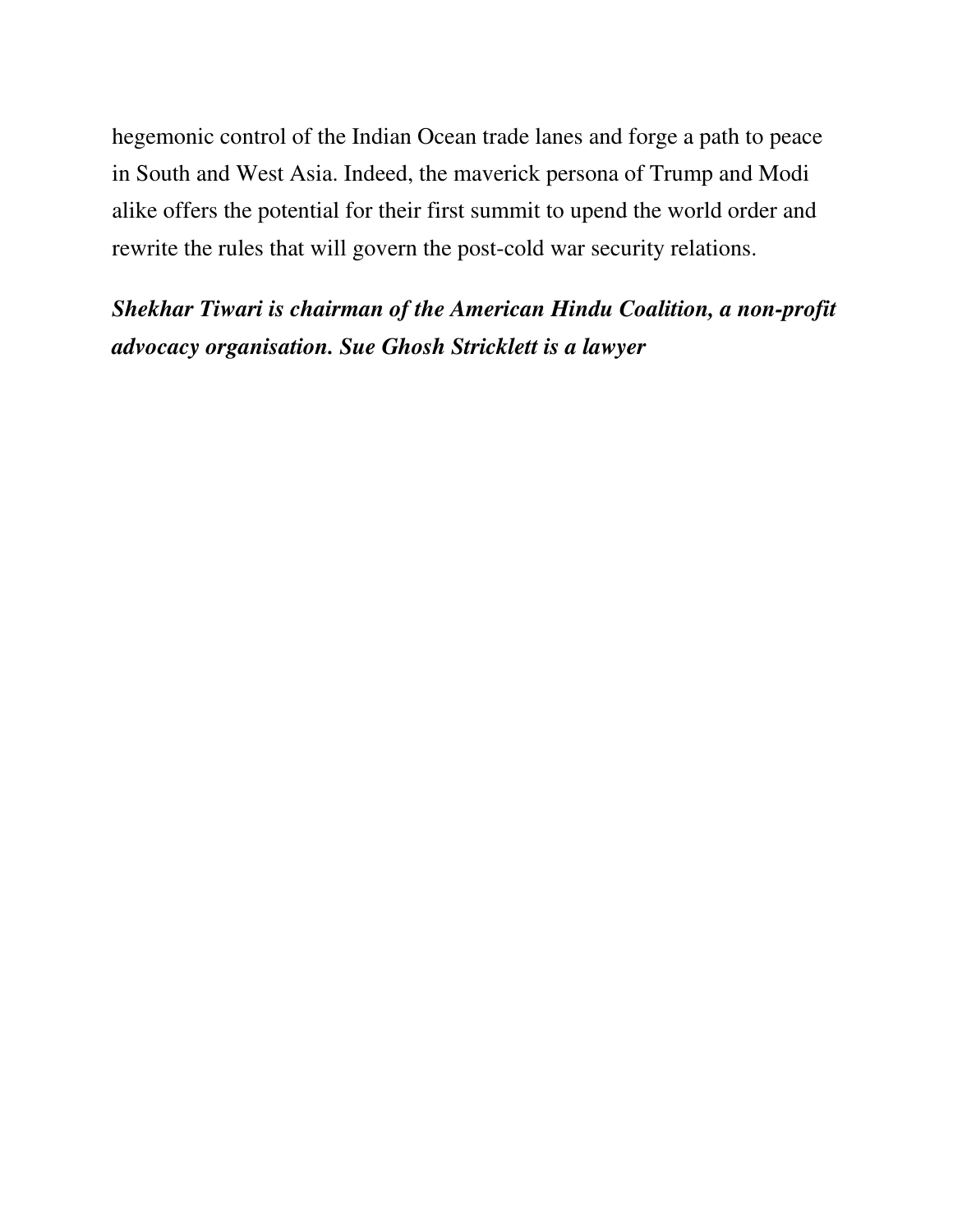hegemonic control of the Indian Ocean trade lanes and forge a path to peace in South and West Asia. Indeed, the maverick persona of Trump and Modi alike offers the potential for their first summit to upend the world order and rewrite the rules that will govern the post-cold war security relations.

***Shekhar Tiwari is chairman of the American Hindu Coalition, a non-profit advocacy organisation. Sue Ghosh Stricklett is a lawyer***